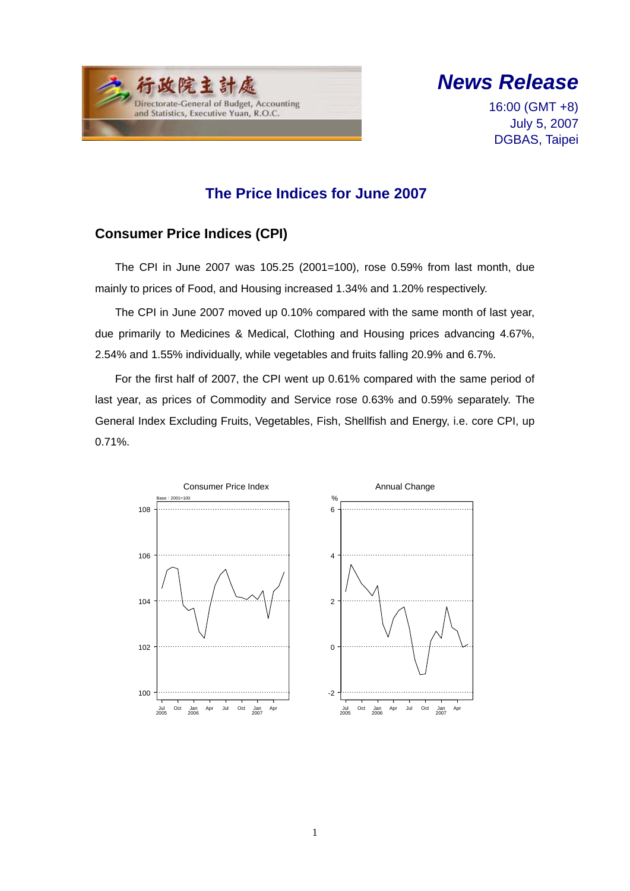行政院主計處

Directorate-General of Budget, Accounting and Statistics, Executive Yuan, R.O.C.

# *News Release*

16:00 (GMT +8)
July 5, 2007
DGBAS, Taipei

## The Price Indices for June 2007

### Consumer Price Indices (CPI)

The CPI in June 2007 was 105.25 (2001=100), rose 0.59% from last month, due mainly to prices of Food, and Housing increased 1.34% and 1.20% respectively.

The CPI in June 2007 moved up 0.10% compared with the same month of last year, due primarily to Medicines & Medical, Clothing and Housing prices advancing 4.67%, 2.54% and 1.55% individually, while vegetables and fruits falling 20.9% and 6.7%.

For the first half of 2007, the CPI went up 0.61% compared with the same period of last year, as prices of Commodity and Service rose 0.63% and 0.59% separately. The General Index Excluding Fruits, Vegetables, Fish, Shellfish and Energy, i.e. core CPI, up 0.71%.

Consumer Price Index

Annual Change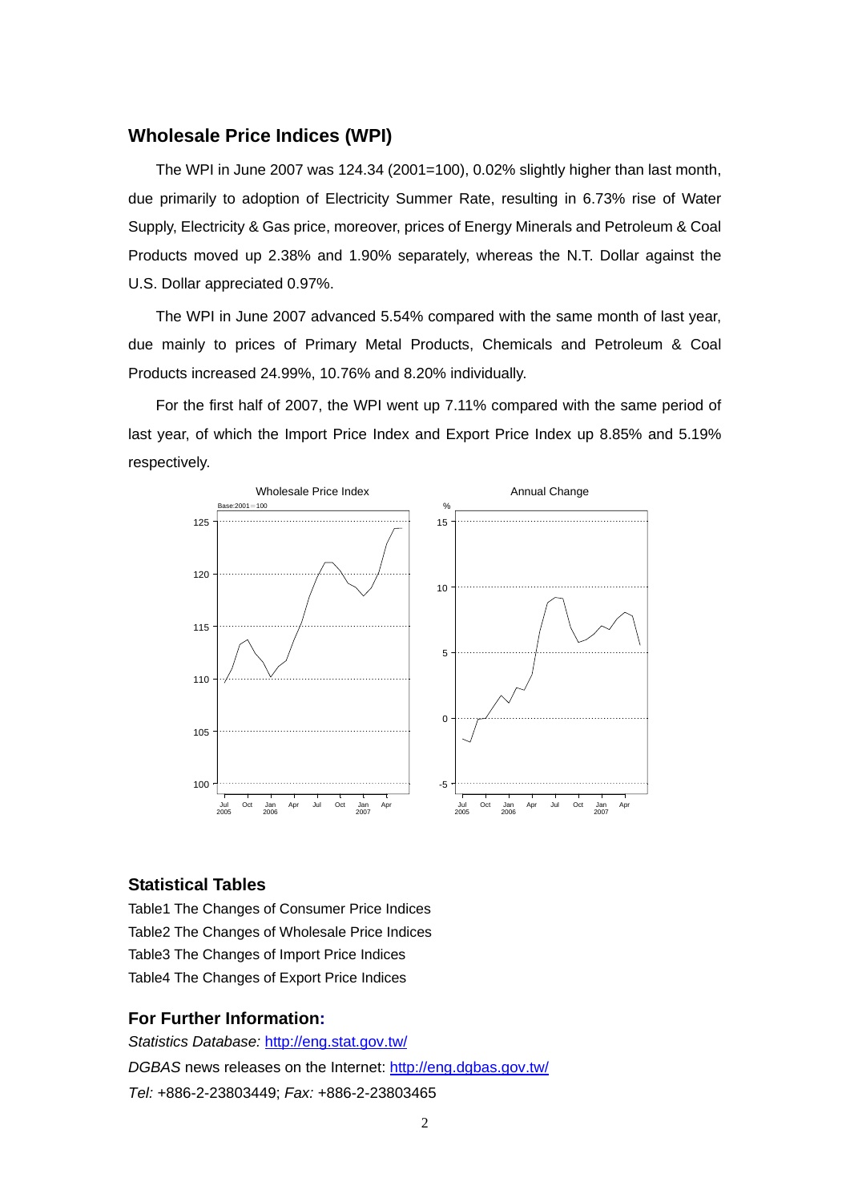## Wholesale Price Indices (WPI)

The WPI in June 2007 was 124.34 (2001=100), 0.02% slightly higher than last month, due primarily to adoption of Electricity Summer Rate, resulting in 6.73% rise of Water Supply, Electricity & Gas price, moreover, prices of Energy Minerals and Petroleum & Coal Products moved up 2.38% and 1.90% separately, whereas the N.T. Dollar against the U.S. Dollar appreciated 0.97%.

The WPI in June 2007 advanced 5.54% compared with the same month of last year, due mainly to prices of Primary Metal Products, Chemicals and Petroleum & Coal Products increased 24.99%, 10.76% and 8.20% individually.

For the first half of 2007, the WPI went up 7.11% compared with the same period of last year, of which the Import Price Index and Export Price Index up 8.85% and 5.19% respectively.

Wholesale Price Index (Base:2001＝100) | Annual Change (%)

## Statistical Tables

Table1 The Changes of Consumer Price Indices
Table2 The Changes of Wholesale Price Indices
Table3 The Changes of Import Price Indices
Table4 The Changes of Export Price Indices

## For Further Information:

*Statistics Database:* http://eng.stat.gov.tw/
*DGBAS* news releases on the Internet: http://eng.dgbas.gov.tw/
*Tel:* +886-2-23803449; *Fax:* +886-2-23803465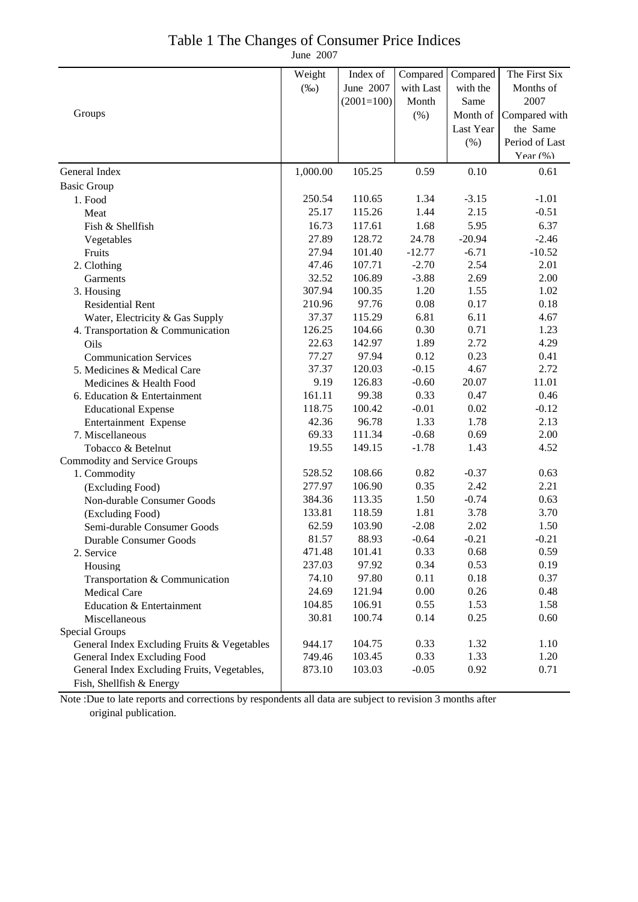# Table 1 The Changes of Consumer Price Indices

June 2007

| Groups | Weight (‰) | Index of June 2007 (2001=100) | Compared with Last Month (%) | Compared with the Same Month of Last Year (%) | The First Six Months of 2007 Compared with the Same Period of Last Year (%) |
|---|---|---|---|---|---|
| General Index | 1,000.00 | 105.25 | 0.59 | 0.10 | 0.61 |
| Basic Group | | | | | |
| 1. Food | 250.54 | 110.65 | 1.34 | -3.15 | -1.01 |
| Meat | 25.17 | 115.26 | 1.44 | 2.15 | -0.51 |
| Fish & Shellfish | 16.73 | 117.61 | 1.68 | 5.95 | 6.37 |
| Vegetables | 27.89 | 128.72 | 24.78 | -20.94 | -2.46 |
| Fruits | 27.94 | 101.40 | -12.77 | -6.71 | -10.52 |
| 2. Clothing | 47.46 | 107.71 | -2.70 | 2.54 | 2.01 |
| Garments | 32.52 | 106.89 | -3.88 | 2.69 | 2.00 |
| 3. Housing | 307.94 | 100.35 | 1.20 | 1.55 | 1.02 |
| Residential Rent | 210.96 | 97.76 | 0.08 | 0.17 | 0.18 |
| Water, Electricity & Gas Supply | 37.37 | 115.29 | 6.81 | 6.11 | 4.67 |
| 4. Transportation & Communication | 126.25 | 104.66 | 0.30 | 0.71 | 1.23 |
| Oils | 22.63 | 142.97 | 1.89 | 2.72 | 4.29 |
| Communication Services | 77.27 | 97.94 | 0.12 | 0.23 | 0.41 |
| 5. Medicines & Medical Care | 37.37 | 120.03 | -0.15 | 4.67 | 2.72 |
| Medicines & Health Food | 9.19 | 126.83 | -0.60 | 20.07 | 11.01 |
| 6. Education & Entertainment | 161.11 | 99.38 | 0.33 | 0.47 | 0.46 |
| Educational Expense | 118.75 | 100.42 | -0.01 | 0.02 | -0.12 |
| Entertainment Expense | 42.36 | 96.78 | 1.33 | 1.78 | 2.13 |
| 7. Miscellaneous | 69.33 | 111.34 | -0.68 | 0.69 | 2.00 |
| Tobacco & Betelnut | 19.55 | 149.15 | -1.78 | 1.43 | 4.52 |
| Commodity and Service Groups | | | | | |
| 1. Commodity | 528.52 | 108.66 | 0.82 | -0.37 | 0.63 |
| (Excluding Food) | 277.97 | 106.90 | 0.35 | 2.42 | 2.21 |
| Non-durable Consumer Goods | 384.36 | 113.35 | 1.50 | -0.74 | 0.63 |
| (Excluding Food) | 133.81 | 118.59 | 1.81 | 3.78 | 3.70 |
| Semi-durable Consumer Goods | 62.59 | 103.90 | -2.08 | 2.02 | 1.50 |
| Durable Consumer Goods | 81.57 | 88.93 | -0.64 | -0.21 | -0.21 |
| 2. Service | 471.48 | 101.41 | 0.33 | 0.68 | 0.59 |
| Housing | 237.03 | 97.92 | 0.34 | 0.53 | 0.19 |
| Transportation & Communication | 74.10 | 97.80 | 0.11 | 0.18 | 0.37 |
| Medical Care | 24.69 | 121.94 | 0.00 | 0.26 | 0.48 |
| Education & Entertainment | 104.85 | 106.91 | 0.55 | 1.53 | 1.58 |
| Miscellaneous | 30.81 | 100.74 | 0.14 | 0.25 | 0.60 |
| Special Groups | | | | | |
| General Index Excluding Fruits & Vegetables | 944.17 | 104.75 | 0.33 | 1.32 | 1.10 |
| General Index Excluding Food | 749.46 | 103.45 | 0.33 | 1.33 | 1.20 |
| General Index Excluding Fruits, Vegetables, Fish, Shellfish & Energy | 873.10 | 103.03 | -0.05 | 0.92 | 0.71 |

Note :Due to late reports and corrections by respondents all data are subject to revision 3 months after original publication.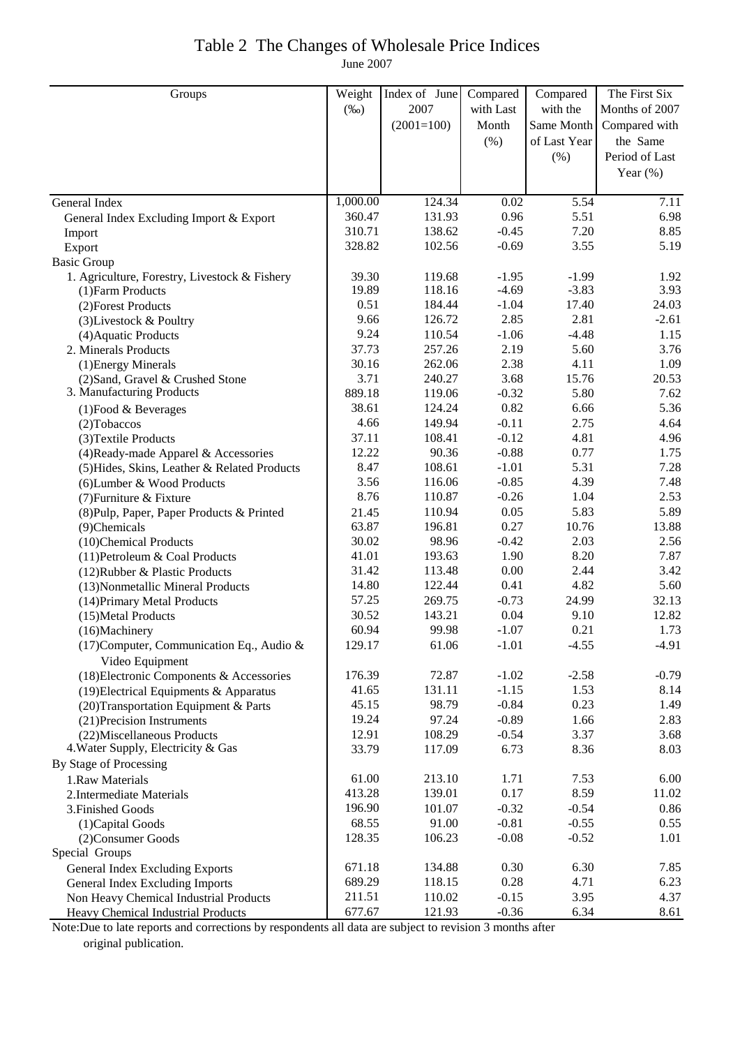# Table 2 The Changes of Wholesale Price Indices

June 2007

| Groups | Weight (‰) | Index of June 2007 (2001=100) | Compared with Last Month (%) | Compared with the Same Month of Last Year (%) | The First Six Months of 2007 Compared with the Same Period of Last Year (%) |
|---|---|---|---|---|---|
| General Index | 1,000.00 | 124.34 | 0.02 | 5.54 | 7.11 |
| General Index Excluding Import & Export | 360.47 | 131.93 | 0.96 | 5.51 | 6.98 |
| Import | 310.71 | 138.62 | -0.45 | 7.20 | 8.85 |
| Export | 328.82 | 102.56 | -0.69 | 3.55 | 5.19 |
| Basic Group | | | | | |
| 1. Agriculture, Forestry, Livestock & Fishery | 39.30 | 119.68 | -1.95 | -1.99 | 1.92 |
| (1)Farm Products | 19.89 | 118.16 | -4.69 | -3.83 | 3.93 |
| (2)Forest Products | 0.51 | 184.44 | -1.04 | 17.40 | 24.03 |
| (3)Livestock & Poultry | 9.66 | 126.72 | 2.85 | 2.81 | -2.61 |
| (4)Aquatic Products | 9.24 | 110.54 | -1.06 | -4.48 | 1.15 |
| 2. Minerals Products | 37.73 | 257.26 | 2.19 | 5.60 | 3.76 |
| (1)Energy Minerals | 30.16 | 262.06 | 2.38 | 4.11 | 1.09 |
| (2)Sand, Gravel & Crushed Stone | 3.71 | 240.27 | 3.68 | 15.76 | 20.53 |
| 3. Manufacturing Products | 889.18 | 119.06 | -0.32 | 5.80 | 7.62 |
| (1)Food & Beverages | 38.61 | 124.24 | 0.82 | 6.66 | 5.36 |
| (2)Tobaccos | 4.66 | 149.94 | -0.11 | 2.75 | 4.64 |
| (3)Textile Products | 37.11 | 108.41 | -0.12 | 4.81 | 4.96 |
| (4)Ready-made Apparel & Accessories | 12.22 | 90.36 | -0.88 | 0.77 | 1.75 |
| (5)Hides, Skins, Leather & Related Products | 8.47 | 108.61 | -1.01 | 5.31 | 7.28 |
| (6)Lumber & Wood Products | 3.56 | 116.06 | -0.85 | 4.39 | 7.48 |
| (7)Furniture & Fixture | 8.76 | 110.87 | -0.26 | 1.04 | 2.53 |
| (8)Pulp, Paper, Paper Products & Printed | 21.45 | 110.94 | 0.05 | 5.83 | 5.89 |
| (9)Chemicals | 63.87 | 196.81 | 0.27 | 10.76 | 13.88 |
| (10)Chemical Products | 30.02 | 98.96 | -0.42 | 2.03 | 2.56 |
| (11)Petroleum & Coal Products | 41.01 | 193.63 | 1.90 | 8.20 | 7.87 |
| (12)Rubber & Plastic Products | 31.42 | 113.48 | 0.00 | 2.44 | 3.42 |
| (13)Nonmetallic Mineral Products | 14.80 | 122.44 | 0.41 | 4.82 | 5.60 |
| (14)Primary Metal Products | 57.25 | 269.75 | -0.73 | 24.99 | 32.13 |
| (15)Metal Products | 30.52 | 143.21 | 0.04 | 9.10 | 12.82 |
| (16)Machinery | 60.94 | 99.98 | -1.07 | 0.21 | 1.73 |
| (17)Computer, Communication Eq., Audio & Video Equipment | 129.17 | 61.06 | -1.01 | -4.55 | -4.91 |
| (18)Electronic Components & Accessories | 176.39 | 72.87 | -1.02 | -2.58 | -0.79 |
| (19)Electrical Equipments & Apparatus | 41.65 | 131.11 | -1.15 | 1.53 | 8.14 |
| (20)Transportation Equipment & Parts | 45.15 | 98.79 | -0.84 | 0.23 | 1.49 |
| (21)Precision Instruments | 19.24 | 97.24 | -0.89 | 1.66 | 2.83 |
| (22)Miscellaneous Products | 12.91 | 108.29 | -0.54 | 3.37 | 3.68 |
| 4.Water Supply, Electricity & Gas | 33.79 | 117.09 | 6.73 | 8.36 | 8.03 |
| By Stage of Processing | | | | | |
| 1.Raw Materials | 61.00 | 213.10 | 1.71 | 7.53 | 6.00 |
| 2.Intermediate Materials | 413.28 | 139.01 | 0.17 | 8.59 | 11.02 |
| 3.Finished Goods | 196.90 | 101.07 | -0.32 | -0.54 | 0.86 |
| (1)Capital Goods | 68.55 | 91.00 | -0.81 | -0.55 | 0.55 |
| (2)Consumer Goods | 128.35 | 106.23 | -0.08 | -0.52 | 1.01 |
| Special Groups | | | | | |
| General Index Excluding Exports | 671.18 | 134.88 | 0.30 | 6.30 | 7.85 |
| General Index Excluding Imports | 689.29 | 118.15 | 0.28 | 4.71 | 6.23 |
| Non Heavy Chemical Industrial Products | 211.51 | 110.02 | -0.15 | 3.95 | 4.37 |
| Heavy Chemical Industrial Products | 677.67 | 121.93 | -0.36 | 6.34 | 8.61 |

Note:Due to late reports and corrections by respondents all data are subject to revision 3 months after original publication.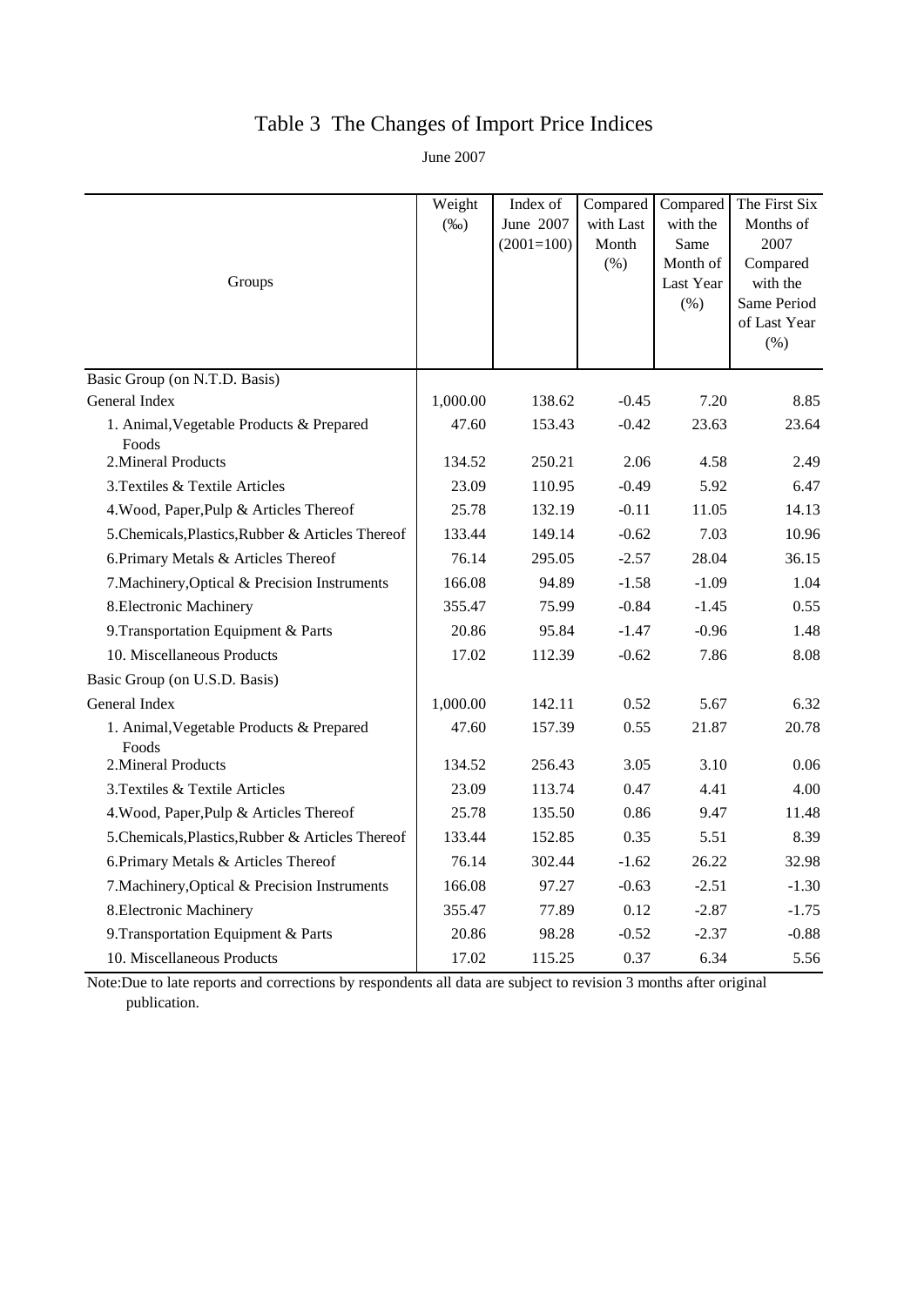# Table 3 The Changes of Import Price Indices

June 2007

| Groups | Weight (‰) | Index of June 2007 (2001=100) | Compared with Last Month (%) | Compared with the Same Month of Last Year (%) | The First Six Months of 2007 Compared with the Same Period of Last Year (%) |
|---|---|---|---|---|---|
| Basic Group (on N.T.D. Basis) | | | | | |
| General Index | 1,000.00 | 138.62 | -0.45 | 7.20 | 8.85 |
| 1. Animal,Vegetable Products & Prepared Foods | 47.60 | 153.43 | -0.42 | 23.63 | 23.64 |
| 2.Mineral Products | 134.52 | 250.21 | 2.06 | 4.58 | 2.49 |
| 3.Textiles & Textile Articles | 23.09 | 110.95 | -0.49 | 5.92 | 6.47 |
| 4.Wood, Paper,Pulp & Articles Thereof | 25.78 | 132.19 | -0.11 | 11.05 | 14.13 |
| 5.Chemicals,Plastics,Rubber & Articles Thereof | 133.44 | 149.14 | -0.62 | 7.03 | 10.96 |
| 6.Primary Metals & Articles Thereof | 76.14 | 295.05 | -2.57 | 28.04 | 36.15 |
| 7.Machinery,Optical & Precision Instruments | 166.08 | 94.89 | -1.58 | -1.09 | 1.04 |
| 8.Electronic Machinery | 355.47 | 75.99 | -0.84 | -1.45 | 0.55 |
| 9.Transportation Equipment & Parts | 20.86 | 95.84 | -1.47 | -0.96 | 1.48 |
| 10. Miscellaneous Products | 17.02 | 112.39 | -0.62 | 7.86 | 8.08 |
| Basic Group (on U.S.D. Basis) | | | | | |
| General Index | 1,000.00 | 142.11 | 0.52 | 5.67 | 6.32 |
| 1. Animal,Vegetable Products & Prepared Foods | 47.60 | 157.39 | 0.55 | 21.87 | 20.78 |
| 2.Mineral Products | 134.52 | 256.43 | 3.05 | 3.10 | 0.06 |
| 3.Textiles & Textile Articles | 23.09 | 113.74 | 0.47 | 4.41 | 4.00 |
| 4.Wood, Paper,Pulp & Articles Thereof | 25.78 | 135.50 | 0.86 | 9.47 | 11.48 |
| 5.Chemicals,Plastics,Rubber & Articles Thereof | 133.44 | 152.85 | 0.35 | 5.51 | 8.39 |
| 6.Primary Metals & Articles Thereof | 76.14 | 302.44 | -1.62 | 26.22 | 32.98 |
| 7.Machinery,Optical & Precision Instruments | 166.08 | 97.27 | -0.63 | -2.51 | -1.30 |
| 8.Electronic Machinery | 355.47 | 77.89 | 0.12 | -2.87 | -1.75 |
| 9.Transportation Equipment & Parts | 20.86 | 98.28 | -0.52 | -2.37 | -0.88 |
| 10. Miscellaneous Products | 17.02 | 115.25 | 0.37 | 6.34 | 5.56 |

Note:Due to late reports and corrections by respondents all data are subject to revision 3 months after original publication.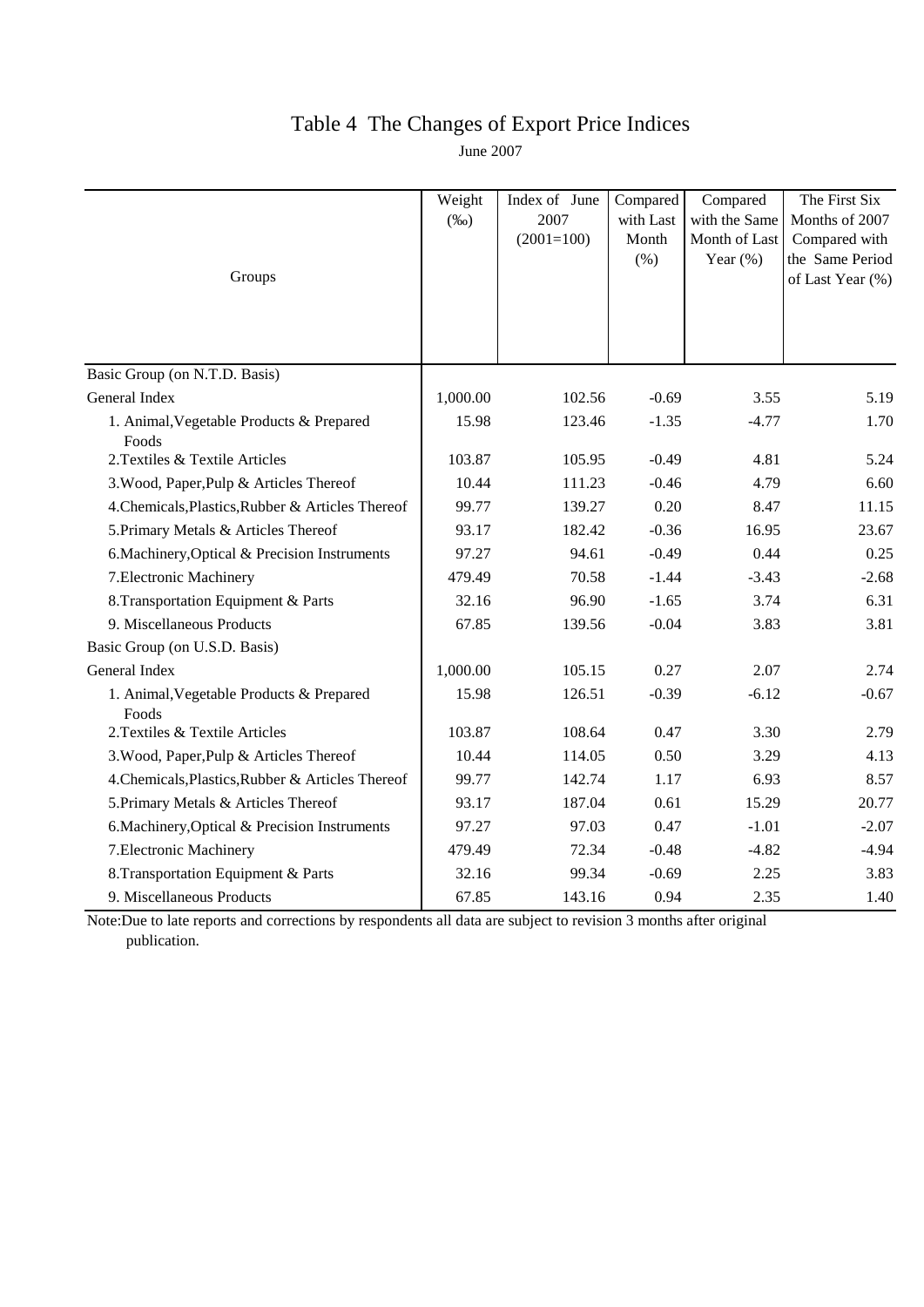# Table 4 The Changes of Export Price Indices

June 2007

| Groups | Weight (‰) | Index of June 2007 (2001=100) | Compared with Last Month (%) | Compared with the Same Month of Last Year (%) | The First Six Months of 2007 Compared with the Same Period of Last Year (%) |
|---|---|---|---|---|---|
| Basic Group (on N.T.D. Basis) | | | | | |
| General Index | 1,000.00 | 102.56 | -0.69 | 3.55 | 5.19 |
| 1. Animal,Vegetable Products & Prepared Foods | 15.98 | 123.46 | -1.35 | -4.77 | 1.70 |
| 2.Textiles & Textile Articles | 103.87 | 105.95 | -0.49 | 4.81 | 5.24 |
| 3.Wood, Paper,Pulp & Articles Thereof | 10.44 | 111.23 | -0.46 | 4.79 | 6.60 |
| 4.Chemicals,Plastics,Rubber & Articles Thereof | 99.77 | 139.27 | 0.20 | 8.47 | 11.15 |
| 5.Primary Metals & Articles Thereof | 93.17 | 182.42 | -0.36 | 16.95 | 23.67 |
| 6.Machinery,Optical & Precision Instruments | 97.27 | 94.61 | -0.49 | 0.44 | 0.25 |
| 7.Electronic Machinery | 479.49 | 70.58 | -1.44 | -3.43 | -2.68 |
| 8.Transportation Equipment & Parts | 32.16 | 96.90 | -1.65 | 3.74 | 6.31 |
| 9. Miscellaneous Products | 67.85 | 139.56 | -0.04 | 3.83 | 3.81 |
| Basic Group (on U.S.D. Basis) | | | | | |
| General Index | 1,000.00 | 105.15 | 0.27 | 2.07 | 2.74 |
| 1. Animal,Vegetable Products & Prepared Foods | 15.98 | 126.51 | -0.39 | -6.12 | -0.67 |
| 2.Textiles & Textile Articles | 103.87 | 108.64 | 0.47 | 3.30 | 2.79 |
| 3.Wood, Paper,Pulp & Articles Thereof | 10.44 | 114.05 | 0.50 | 3.29 | 4.13 |
| 4.Chemicals,Plastics,Rubber & Articles Thereof | 99.77 | 142.74 | 1.17 | 6.93 | 8.57 |
| 5.Primary Metals & Articles Thereof | 93.17 | 187.04 | 0.61 | 15.29 | 20.77 |
| 6.Machinery,Optical & Precision Instruments | 97.27 | 97.03 | 0.47 | -1.01 | -2.07 |
| 7.Electronic Machinery | 479.49 | 72.34 | -0.48 | -4.82 | -4.94 |
| 8.Transportation Equipment & Parts | 32.16 | 99.34 | -0.69 | 2.25 | 3.83 |
| 9. Miscellaneous Products | 67.85 | 143.16 | 0.94 | 2.35 | 1.40 |

Note:Due to late reports and corrections by respondents all data are subject to revision 3 months after original publication.